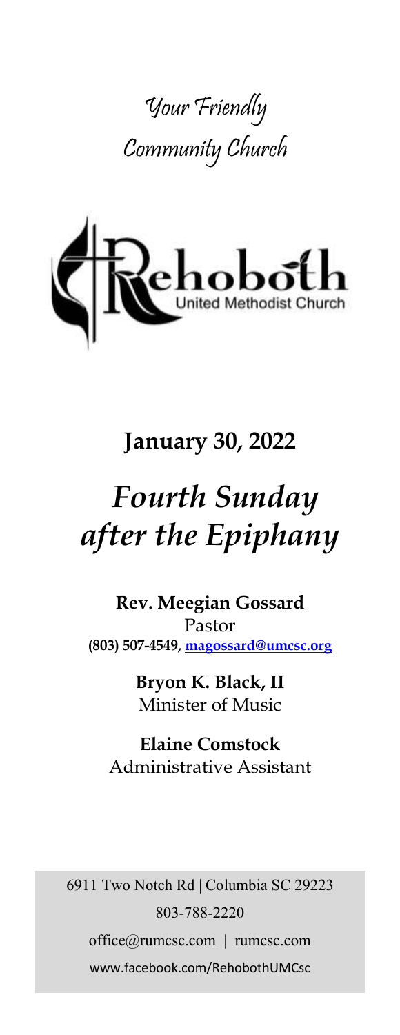Your Friendly
Community Church

Rehoboth
United Methodist Church

**January 30, 2022**

# *Fourth Sunday after the Epiphany*

**Rev. Meegian Gossard**
Pastor
**(803) 507-4549, magossard@umcsc.org**

**Bryon K. Black, II**
Minister of Music

**Elaine Comstock**
Administrative Assistant

6911 Two Notch Rd | Columbia SC 29223
803-788-2220
office@rumcsc.com | rumcsc.com
www.facebook.com/RehobothUMCsc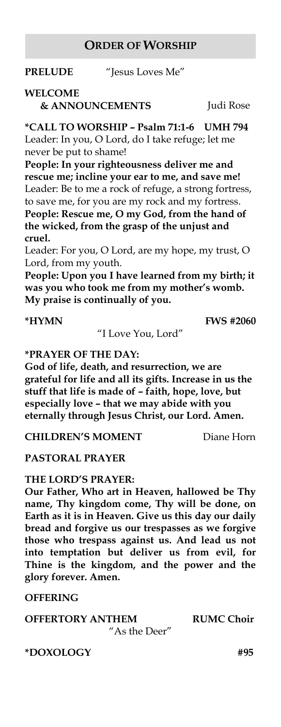## ORDER OF WORSHIP

**PRELUDE** "Jesus Loves Me"

**WELCOME & ANNOUNCEMENTS** Judi Rose

**\*CALL TO WORSHIP – Psalm 71:1-6 UMH 794**

Leader: In you, O Lord, do I take refuge; let me never be put to shame!

**People: In your righteousness deliver me and rescue me; incline your ear to me, and save me!**

Leader: Be to me a rock of refuge, a strong fortress, to save me, for you are my rock and my fortress.

**People: Rescue me, O my God, from the hand of the wicked, from the grasp of the unjust and cruel.**

Leader: For you, O Lord, are my hope, my trust, O Lord, from my youth.

**People: Upon you I have learned from my birth; it was you who took me from my mother's womb. My praise is continually of you.**

**\*HYMN** **FWS #2060**

"I Love You, Lord"

**\*PRAYER OF THE DAY:**

**God of life, death, and resurrection, we are grateful for life and all its gifts. Increase in us the stuff that life is made of – faith, hope, love, but especially love – that we may abide with you eternally through Jesus Christ, our Lord. Amen.**

**CHILDREN'S MOMENT** Diane Horn

**PASTORAL PRAYER**

**THE LORD'S PRAYER:**

**Our Father, Who art in Heaven, hallowed be Thy name, Thy kingdom come, Thy will be done, on Earth as it is in Heaven. Give us this day our daily bread and forgive us our trespasses as we forgive those who trespass against us. And lead us not into temptation but deliver us from evil, for Thine is the kingdom, and the power and the glory forever. Amen.**

**OFFERING**

**OFFERTORY ANTHEM** **RUMC Choir**

"As the Deer"

**\*DOXOLOGY** **#95**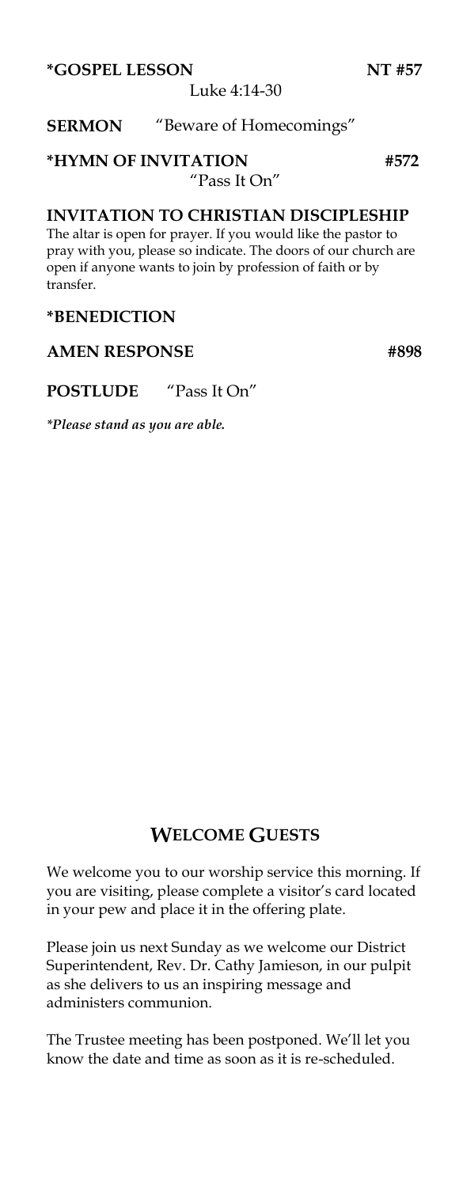**\*GOSPEL LESSON** **NT #57**

Luke 4:14-30

**SERMON** "Beware of Homecomings"

**\*HYMN OF INVITATION** **#572**

"Pass It On"

**INVITATION TO CHRISTIAN DISCIPLESHIP**

The altar is open for prayer. If you would like the pastor to pray with you, please so indicate. The doors of our church are open if anyone wants to join by profession of faith or by transfer.

**\*BENEDICTION**

**AMEN RESPONSE** **#898**

**POSTLUDE** "Pass It On"

*\*Please stand as you are able.*

## WELCOME GUESTS

We welcome you to our worship service this morning. If you are visiting, please complete a visitor's card located in your pew and place it in the offering plate.

Please join us next Sunday as we welcome our District Superintendent, Rev. Dr. Cathy Jamieson, in our pulpit as she delivers to us an inspiring message and administers communion.

The Trustee meeting has been postponed. We'll let you know the date and time as soon as it is re-scheduled.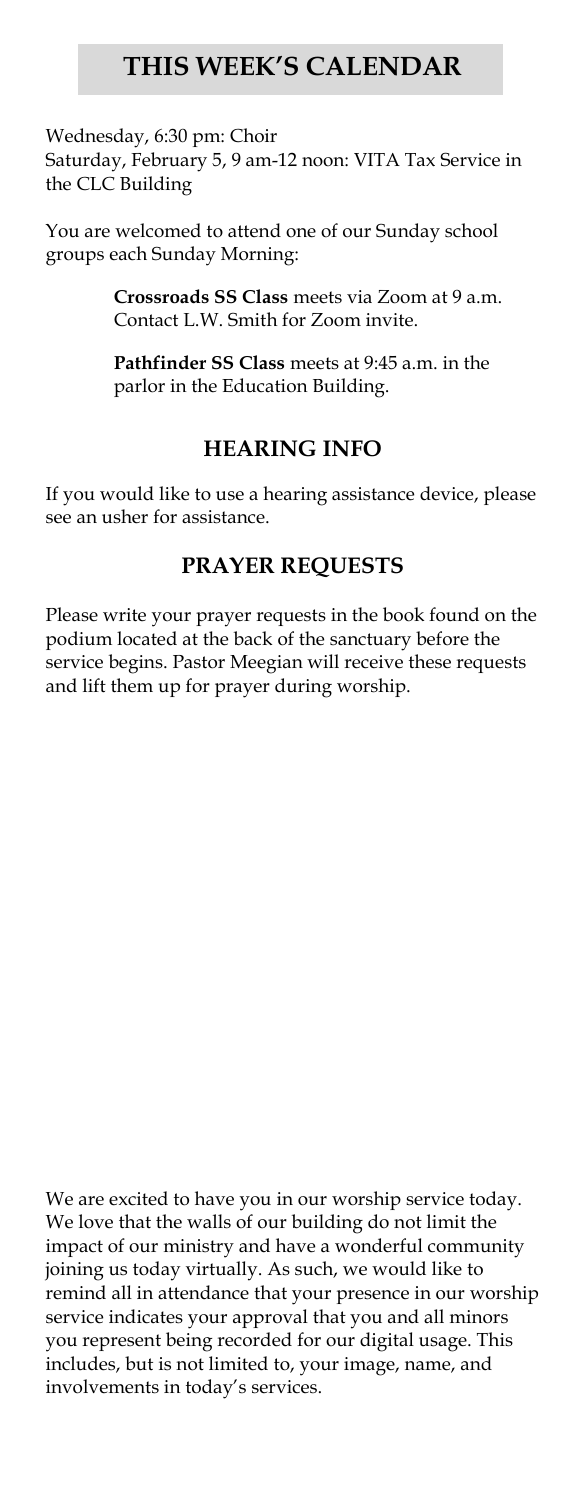## THIS WEEK'S CALENDAR

Wednesday, 6:30 pm: Choir
Saturday, February 5, 9 am-12 noon: VITA Tax Service in the CLC Building

You are welcomed to attend one of our Sunday school groups each Sunday Morning:

> **Crossroads SS Class** meets via Zoom at 9 a.m. Contact L.W. Smith for Zoom invite.
>
> **Pathfinder SS Class** meets at 9:45 a.m. in the parlor in the Education Building.

## HEARING INFO

If you would like to use a hearing assistance device, please see an usher for assistance.

## PRAYER REQUESTS

Please write your prayer requests in the book found on the podium located at the back of the sanctuary before the service begins. Pastor Meegian will receive these requests and lift them up for prayer during worship.

We are excited to have you in our worship service today. We love that the walls of our building do not limit the impact of our ministry and have a wonderful community joining us today virtually. As such, we would like to remind all in attendance that your presence in our worship service indicates your approval that you and all minors you represent being recorded for our digital usage. This includes, but is not limited to, your image, name, and involvements in today's services.